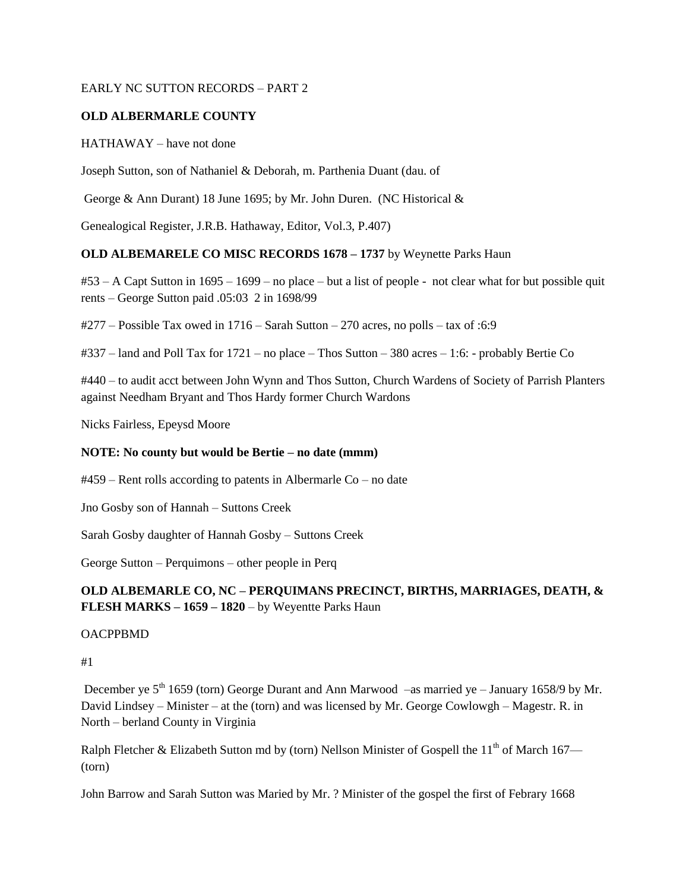EARLY NC SUTTON RECORDS – PART 2

**OLD ALBERMARLE COUNTY**

HATHAWAY – have not done

Joseph Sutton, son of Nathaniel & Deborah, m. Parthenia Duant (dau. of George & Ann Durant) 18 June 1695; by Mr. John Duren. (NC Historical & Genealogical Register, J.R.B. Hathaway, Editor, Vol.3, P.407)

**OLD ALBEMARELE CO MISC RECORDS 1678 – 1737** by Weynette Parks Haun

#53 – A Capt Sutton in 1695 – 1699 – no place – but a list of people - not clear what for but possible quit rents – George Sutton paid .05:03 2 in 1698/99

#277 – Possible Tax owed in 1716 – Sarah Sutton – 270 acres, no polls – tax of :6:9

#337 – land and Poll Tax for 1721 – no place – Thos Sutton – 380 acres – 1:6: - probably Bertie Co

#440 – to audit acct between John Wynn and Thos Sutton, Church Wardens of Society of Parrish Planters against Needham Bryant and Thos Hardy former Church Wardons

Nicks Fairless, Epeysd Moore

**NOTE: No county but would be Bertie – no date (mmm)**

#459 – Rent rolls according to patents in Albermarle Co – no date

Jno Gosby son of Hannah – Suttons Creek

Sarah Gosby daughter of Hannah Gosby – Suttons Creek

George Sutton – Perquimons – other people in Perq

**OLD ALBEMARLE CO, NC – PERQUIMANS PRECINCT, BIRTHS, MARRIAGES, DEATH, & FLESH MARKS – 1659 – 1820** – by Weyentte Parks Haun

OACPPBMD

#1

December ye 5th 1659 (torn) George Durant and Ann Marwood –as married ye – January 1658/9 by Mr. David Lindsey – Minister – at the (torn) and was licensed by Mr. George Cowlowgh – Magestr. R. in North – berland County in Virginia

Ralph Fletcher & Elizabeth Sutton md by (torn) Nellson Minister of Gospell the 11th of March 167— (torn)

John Barrow and Sarah Sutton was Maried by Mr. ? Minister of the gospel the first of Febrary 1668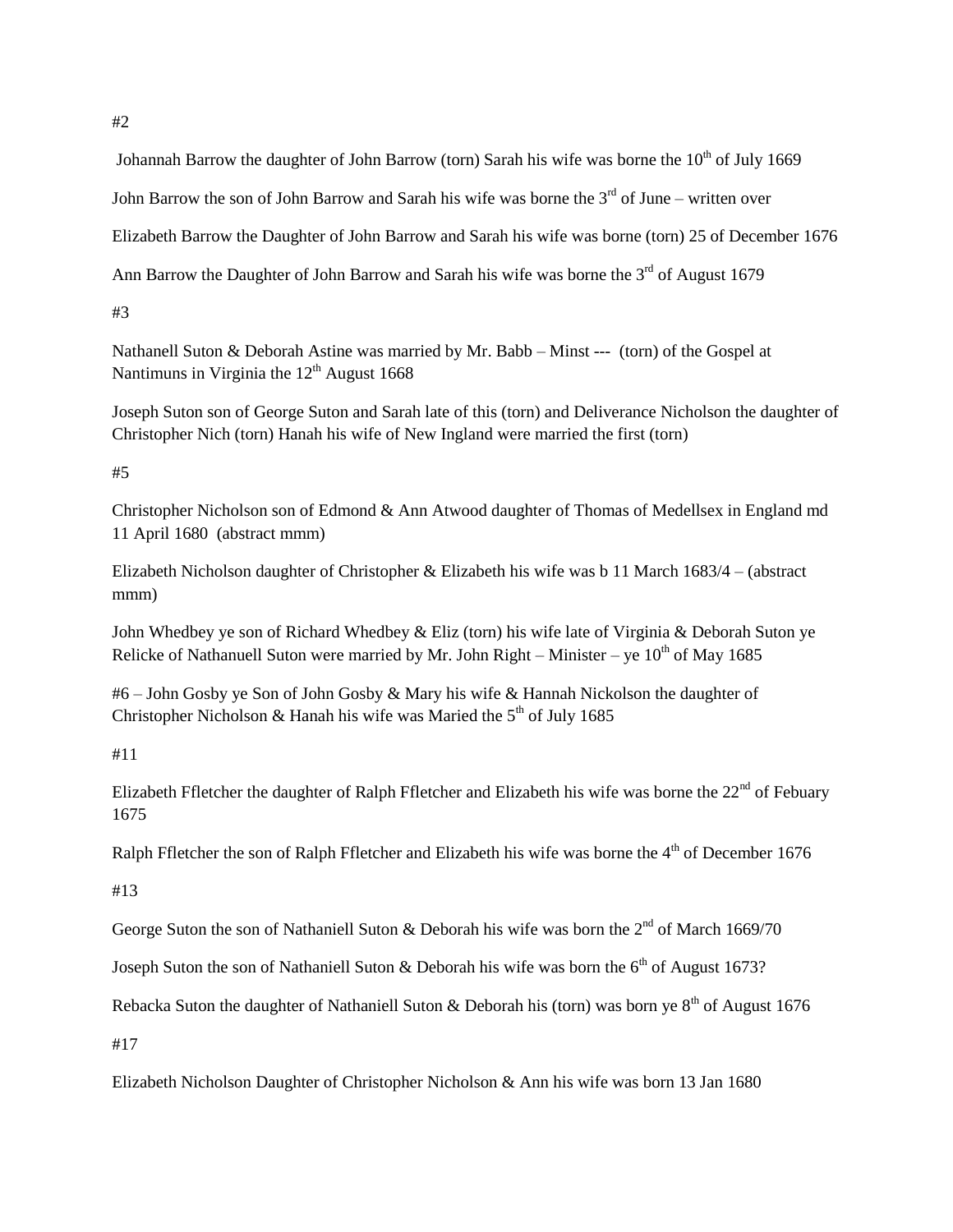#2

Johannah Barrow the daughter of John Barrow (torn) Sarah his wife was borne the 10th of July 1669

John Barrow the son of John Barrow and Sarah his wife was borne the 3rd of June – written over

Elizabeth Barrow the Daughter of John Barrow and Sarah his wife was borne (torn) 25 of December 1676

Ann Barrow the Daughter of John Barrow and Sarah his wife was borne the 3rd of August 1679

#3

Nathanell Suton & Deborah Astine was married by Mr. Babb – Minst --- (torn) of the Gospel at Nantimuns in Virginia the 12th August 1668

Joseph Suton son of George Suton and Sarah late of this (torn) and Deliverance Nicholson the daughter of Christopher Nich (torn) Hanah his wife of New England were married the first (torn)

#5

Christopher Nicholson son of Edmond & Ann Atwood daughter of Thomas of Medellsex in England md 11 April 1680 (abstract mmm)

Elizabeth Nicholson daughter of Christopher & Elizabeth his wife was b 11 March 1683/4 – (abstract mmm)

John Whedbey ye son of Richard Whedbey & Eliz (torn) his wife late of Virginia & Deborah Suton ye Relicke of Nathanuell Suton were married by Mr. John Right – Minister – ye 10th of May 1685

#6 – John Gosby ye Son of John Gosby & Mary his wife & Hannah Nickolson the daughter of Christopher Nicholson & Hanah his wife was Maried the 5th of July 1685

#11

Elizabeth Ffletcher the daughter of Ralph Ffletcher and Elizabeth his wife was borne the 22nd of Febuary 1675

Ralph Ffletcher the son of Ralph Ffletcher and Elizabeth his wife was borne the 4th of December 1676

#13

George Suton the son of Nathaniell Suton & Deborah his wife was born the 2nd of March 1669/70

Joseph Suton the son of Nathaniell Suton & Deborah his wife was born the 6th of August 1673?

Rebacka Suton the daughter of Nathaniell Suton & Deborah his (torn) was born ye 8th of August 1676

#17

Elizabeth Nicholson Daughter of Christopher Nicholson & Ann his wife was born 13 Jan 1680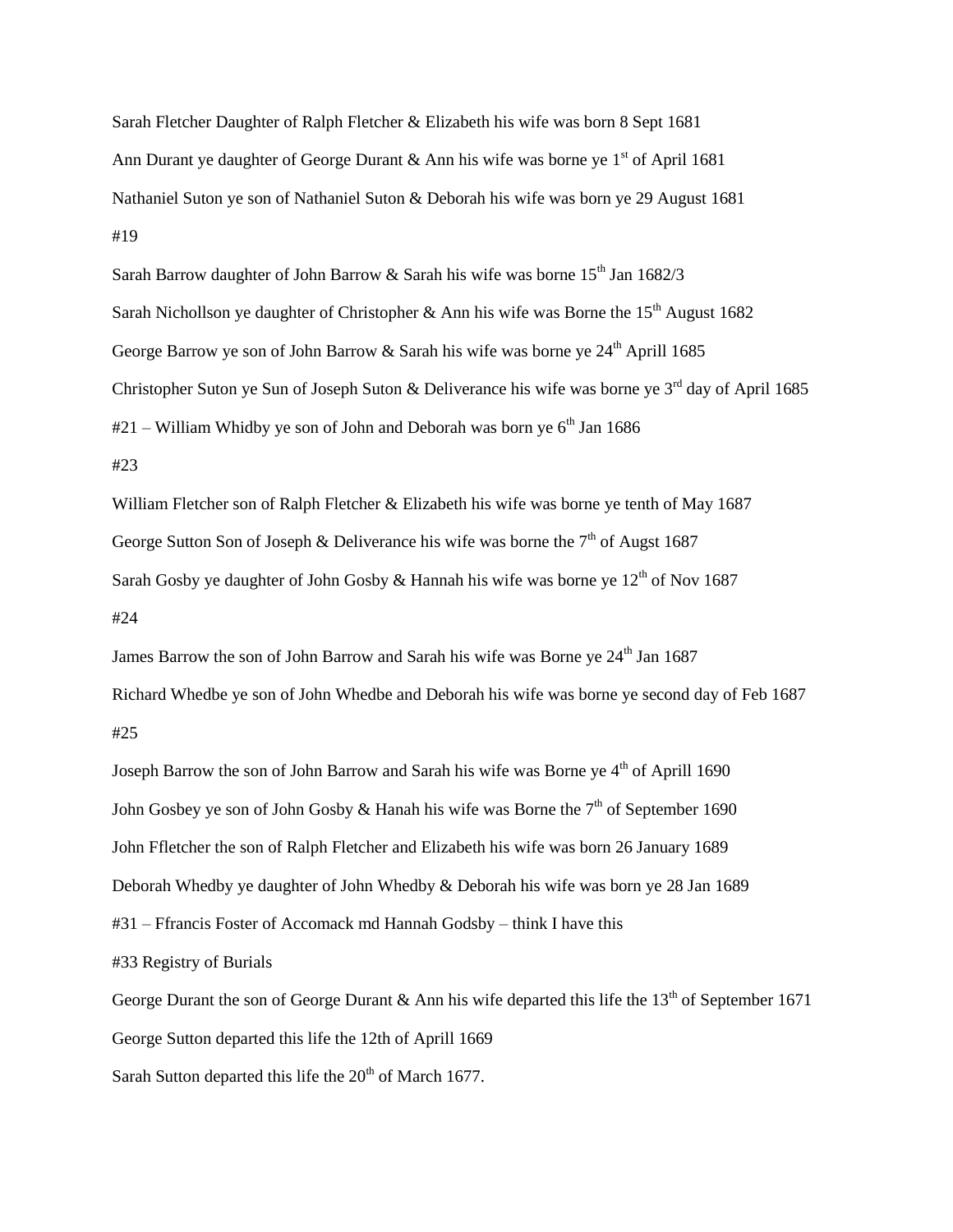Sarah Fletcher Daughter of Ralph Fletcher & Elizabeth his wife was born 8 Sept 1681

Ann Durant ye daughter of George Durant & Ann his wife was borne ye 1st of April 1681

Nathaniel Suton ye son of Nathaniel Suton & Deborah his wife was born ye 29 August 1681

#19

Sarah Barrow daughter of John Barrow & Sarah his wife was borne 15th Jan 1682/3

Sarah Nichollson ye daughter of Christopher & Ann his wife was Borne the 15th August 1682

George Barrow ye son of John Barrow & Sarah his wife was borne ye 24th Aprill 1685

Christopher Suton ye Sun of Joseph Suton & Deliverance his wife was borne ye 3rd day of April 1685

#21 – William Whidby ye son of John and Deborah was born ye 6th Jan 1686

#23

William Fletcher son of Ralph Fletcher & Elizabeth his wife was borne ye tenth of May 1687

George Sutton Son of Joseph & Deliverance his wife was borne the 7th of Augst 1687

Sarah Gosby ye daughter of John Gosby & Hannah his wife was borne ye 12th of Nov 1687

#24

James Barrow the son of John Barrow and Sarah his wife was Borne ye 24th Jan 1687

Richard Whedbe ye son of John Whedbe and Deborah his wife was borne ye second day of Feb 1687

#25

Joseph Barrow the son of John Barrow and Sarah his wife was Borne ye 4th of Aprill 1690

John Gosbey ye son of John Gosby & Hanah his wife was Borne the 7th of September 1690

John Ffletcher the son of Ralph Fletcher and Elizabeth his wife was born 26 January 1689

Deborah Whedby ye daughter of John Whedby & Deborah his wife was born ye 28 Jan 1689

#31 – Ffrancis Foster of Accomack md Hannah Godsby – think I have this

#33 Registry of Burials

George Durant the son of George Durant & Ann his wife departed this life the 13th of September 1671

George Sutton departed this life the 12th of Aprill 1669

Sarah Sutton departed this life the 20th of March 1677.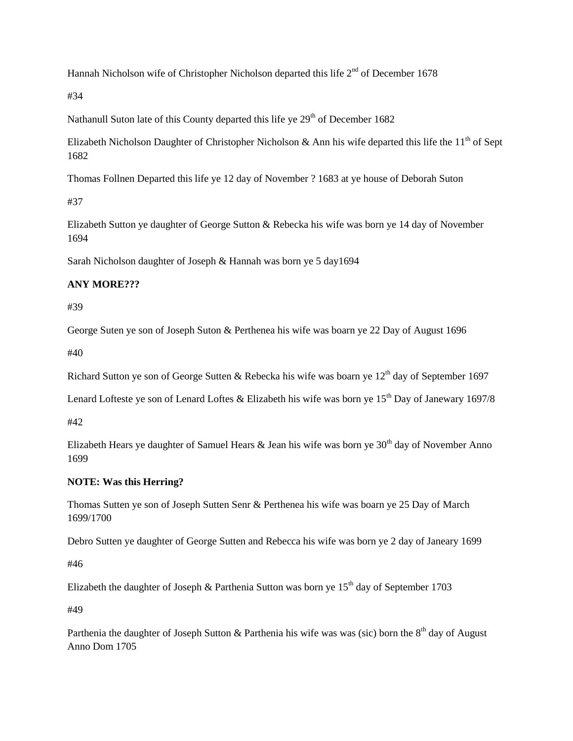Hannah Nicholson wife of Christopher Nicholson departed this life 2nd of December 1678

#34

Nathanull Suton late of this County departed this life ye 29th of December 1682

Elizabeth Nicholson Daughter of Christopher Nicholson & Ann his wife departed this life the 11th of Sept 1682

Thomas Follnen Departed this life ye 12 day of November ? 1683 at ye house of Deborah Suton

#37

Elizabeth Sutton ye daughter of George Sutton & Rebecka his wife was born ye 14 day of November 1694

Sarah Nicholson daughter of Joseph & Hannah was born ye 5 day1694

**ANY MORE???**

#39

George Suten ye son of Joseph Suton & Perthenea his wife was boarn ye 22 Day of August 1696

#40

Richard Sutton ye son of George Sutten & Rebecka his wife was boarn ye 12th day of September 1697

Lenard Lofteste ye son of Lenard Loftes & Elizabeth his wife was born ye 15th Day of Janewary 1697/8

#42

Elizabeth Hears ye daughter of Samuel Hears & Jean his wife was born ye 30th day of November Anno 1699

**NOTE: Was this Herring?**

Thomas Sutten ye son of Joseph Sutten Senr & Perthenea his wife was boarn ye 25 Day of March 1699/1700

Debro Sutten ye daughter of George Sutten and Rebecca his wife was born ye 2 day of Janeary 1699

#46

Elizabeth the daughter of Joseph & Parthenia Sutton was born ye 15th day of September 1703

#49

Parthenia the daughter of Joseph Sutton & Parthenia his wife was was (sic) born the 8th day of August Anno Dom 1705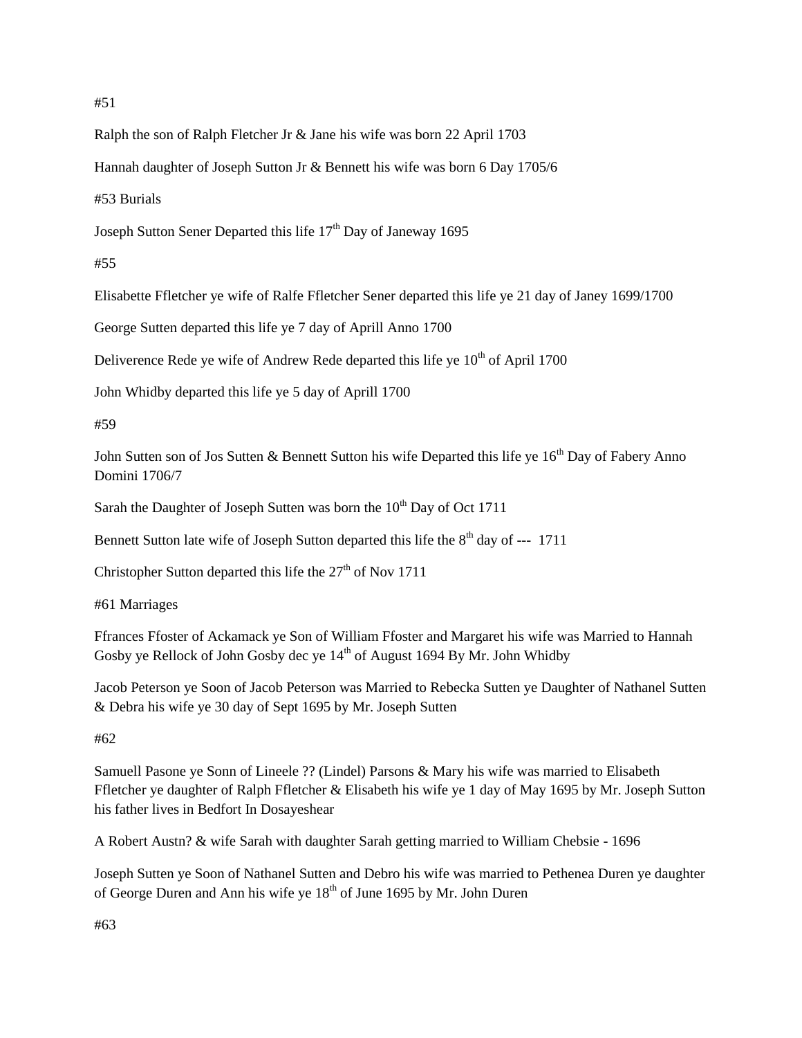#51

Ralph the son of Ralph Fletcher Jr & Jane his wife was born 22 April 1703

Hannah daughter of Joseph Sutton Jr & Bennett his wife was born 6 Day 1705/6

#53 Burials

Joseph Sutton Sener Departed this life 17th Day of Janeway 1695

#55

Elisabette Ffletcher ye wife of Ralfe Ffletcher Sener departed this life ye 21 day of Janey 1699/1700

George Sutten departed this life ye 7 day of Aprill Anno 1700

Deliverence Rede ye wife of Andrew Rede departed this life ye 10th of April 1700

John Whidby departed this life ye 5 day of Aprill 1700

#59

John Sutten son of Jos Sutten & Bennett Sutton his wife Departed this life ye 16th Day of Fabery Anno Domini 1706/7

Sarah the Daughter of Joseph Sutten was born the 10th Day of Oct 1711

Bennett Sutton late wife of Joseph Sutton departed this life the 8th day of --- 1711

Christopher Sutton departed this life the 27th of Nov 1711

#61 Marriages

Ffrances Ffoster of Ackamack ye Son of William Ffoster and Margaret his wife was Married to Hannah Gosby ye Rellock of John Gosby dec ye 14th of August 1694 By Mr. John Whidby

Jacob Peterson ye Soon of Jacob Peterson was Married to Rebecka Sutten ye Daughter of Nathanel Sutten & Debra his wife ye 30 day of Sept 1695 by Mr. Joseph Sutten

#62

Samuell Pasone ye Sonn of Lineele ?? (Lindel) Parsons & Mary his wife was married to Elisabeth Ffletcher ye daughter of Ralph Ffletcher & Elisabeth his wife ye 1 day of May 1695 by Mr. Joseph Sutton his father lives in Bedfort In Dosayeshear

A Robert Austn? & wife Sarah with daughter Sarah getting married to William Chebsie - 1696

Joseph Sutten ye Soon of Nathanel Sutten and Debro his wife was married to Pethenea Duren ye daughter of George Duren and Ann his wife ye 18th of June 1695 by Mr. John Duren

#63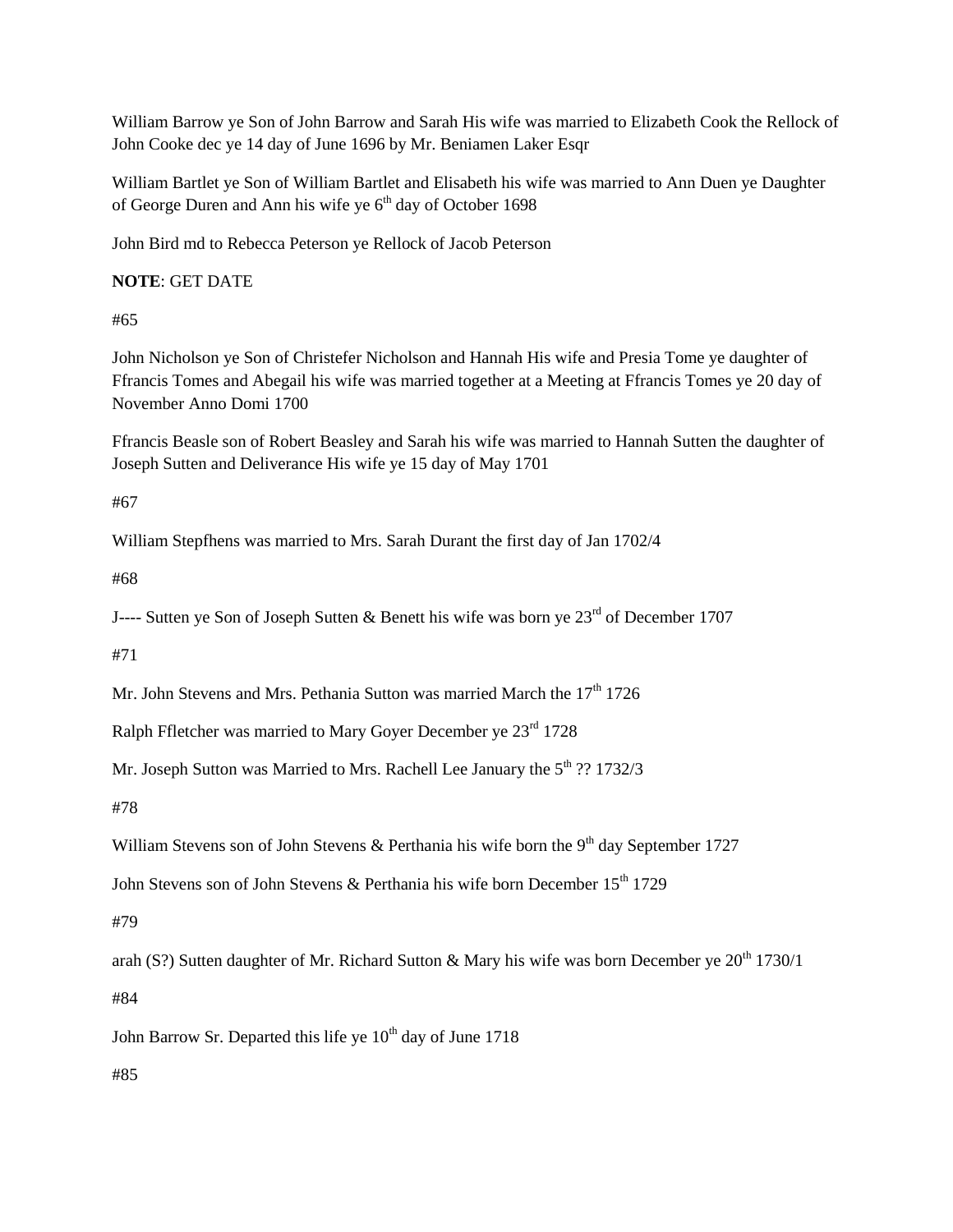William Barrow ye Son of John Barrow and Sarah His wife was married to Elizabeth Cook the Rellock of John Cooke dec ye 14 day of June 1696 by Mr. Beniamen Laker Esqr

William Bartlet ye Son of William Bartlet and Elisabeth his wife was married to Ann Duen ye Daughter of George Duren and Ann his wife ye 6th day of October 1698

John Bird md to Rebecca Peterson ye Rellock of Jacob Peterson

**NOTE**: GET DATE

#65

John Nicholson ye Son of Christefer Nicholson and Hannah His wife and Presia Tome ye daughter of Ffrancis Tomes and Abegail his wife was married together at a Meeting at Ffrancis Tomes ye 20 day of November Anno Domi 1700

Ffrancis Beasle son of Robert Beasley and Sarah his wife was married to Hannah Sutten the daughter of Joseph Sutten and Deliverance His wife ye 15 day of May 1701

#67

William Stepfhens was married to Mrs. Sarah Durant the first day of Jan 1702/4

#68

J---- Sutten ye Son of Joseph Sutten & Benett his wife was born ye 23rd of December 1707

#71

Mr. John Stevens and Mrs. Pethania Sutton was married March the 17th 1726

Ralph Ffletcher was married to Mary Goyer December ye 23rd 1728

Mr. Joseph Sutton was Married to Mrs. Rachell Lee January the 5th ?? 1732/3

#78

William Stevens son of John Stevens & Perthania his wife born the 9th day September 1727

John Stevens son of John Stevens & Perthania his wife born December 15th 1729

#79

arah (S?) Sutten daughter of Mr. Richard Sutton & Mary his wife was born December ye 20th 1730/1

#84

John Barrow Sr. Departed this life ye 10th day of June 1718

#85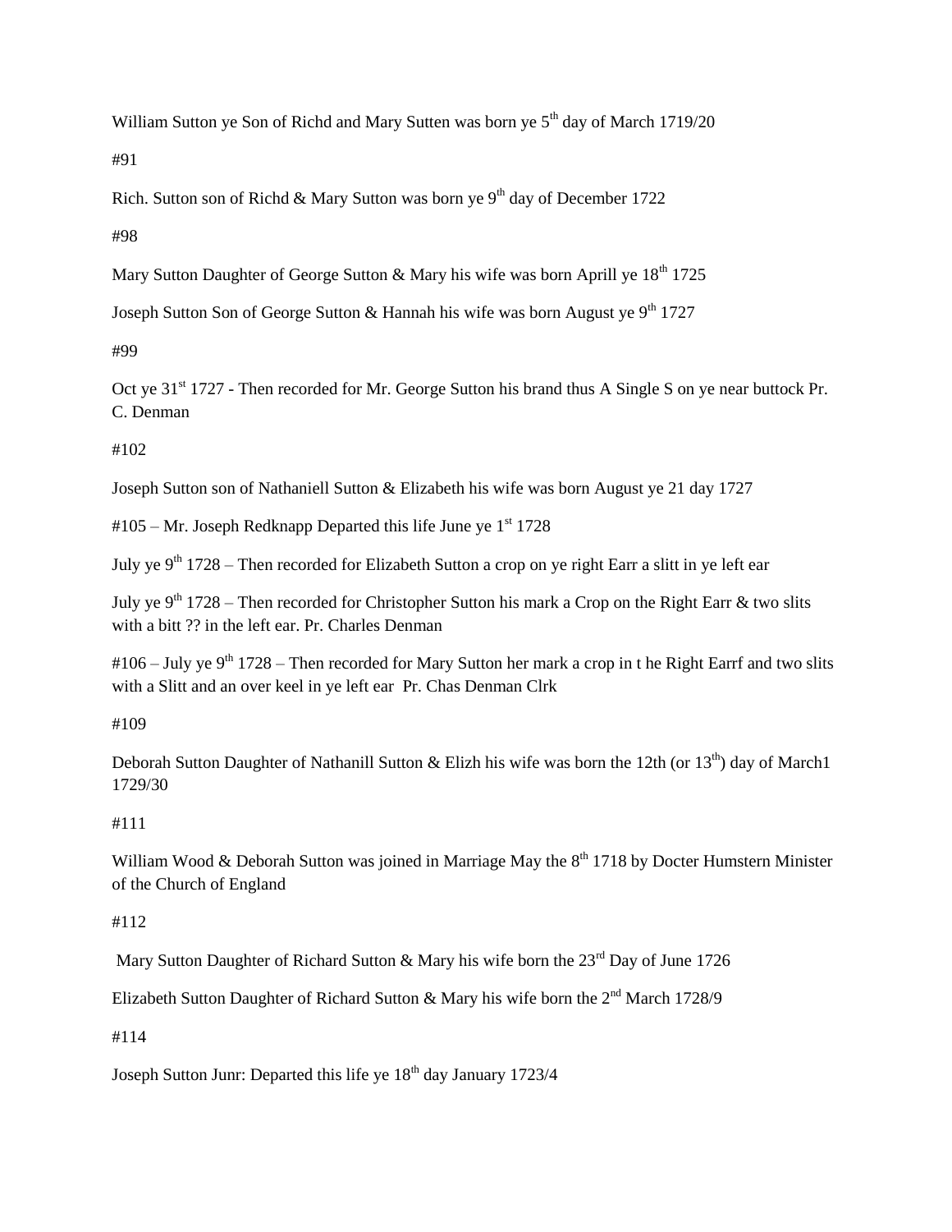William Sutton ye Son of Richd and Mary Sutten was born ye 5th day of March 1719/20

#91

Rich. Sutton son of Richd & Mary Sutton was born ye 9th day of December 1722

#98

Mary Sutton Daughter of George Sutton & Mary his wife was born Aprill ye 18th 1725

Joseph Sutton Son of George Sutton & Hannah his wife was born August ye 9th 1727

#99

Oct ye 31st 1727 - Then recorded for Mr. George Sutton his brand thus A Single S on ye near buttock Pr. C. Denman

#102

Joseph Sutton son of Nathaniell Sutton & Elizabeth his wife was born August ye 21 day 1727

#105 – Mr. Joseph Redknapp Departed this life June ye 1st 1728

July ye 9th 1728 – Then recorded for Elizabeth Sutton a crop on ye right Earr a slitt in ye left ear

July ye 9th 1728 – Then recorded for Christopher Sutton his mark a Crop on the Right Earr & two slits with a bitt ?? in the left ear. Pr. Charles Denman

#106 – July ye 9th 1728 – Then recorded for Mary Sutton her mark a crop in t he Right Earrf and two slits with a Slitt and an over keel in ye left ear Pr. Chas Denman Clrk

#109

Deborah Sutton Daughter of Nathanill Sutton & Elizh his wife was born the 12th (or 13th) day of March1 1729/30

#111

William Wood & Deborah Sutton was joined in Marriage May the 8th 1718 by Docter Humstern Minister of the Church of England

#112

Mary Sutton Daughter of Richard Sutton & Mary his wife born the 23rd Day of June 1726

Elizabeth Sutton Daughter of Richard Sutton & Mary his wife born the 2nd March 1728/9

#114

Joseph Sutton Junr: Departed this life ye 18th day January 1723/4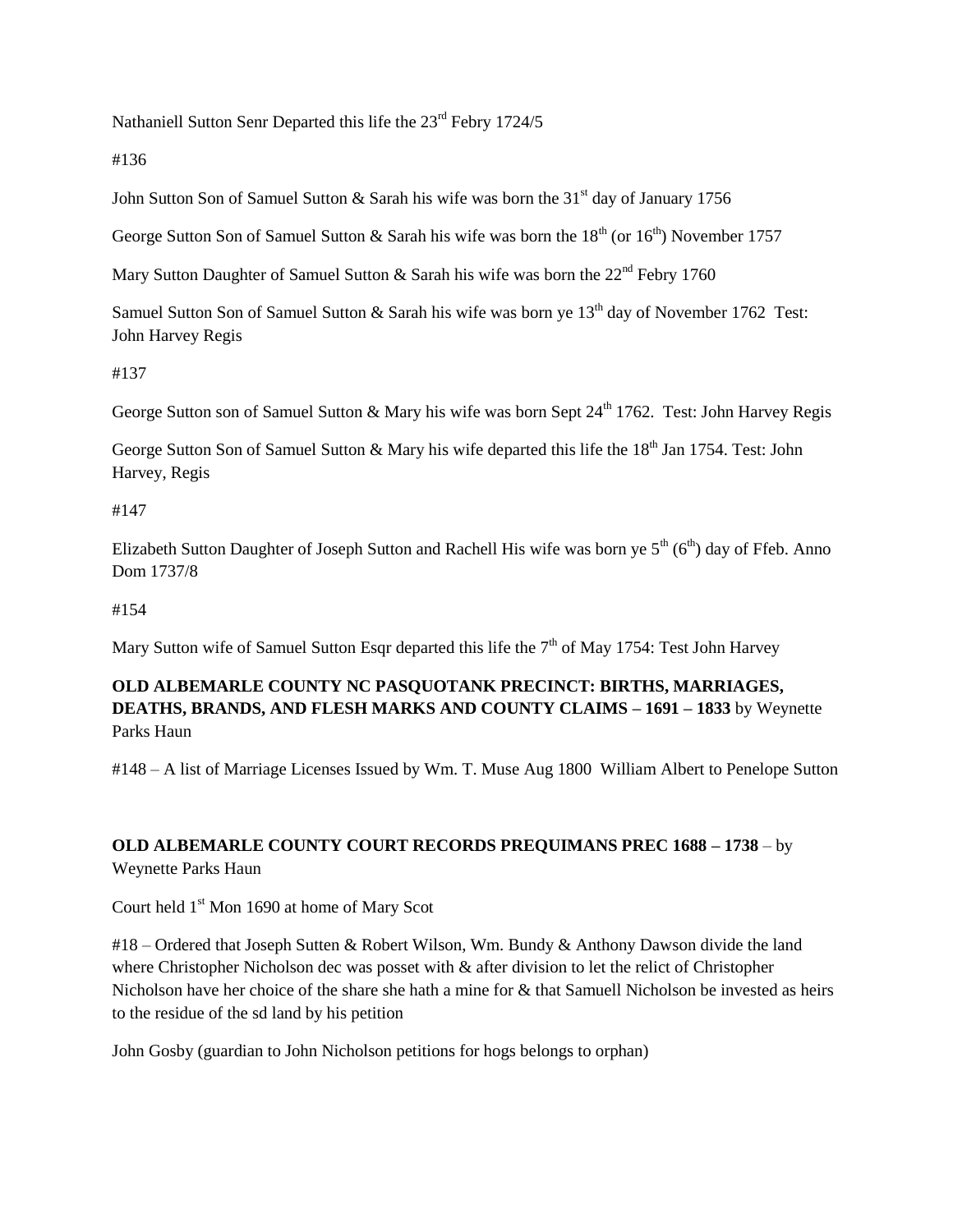Nathaniell Sutton Senr Departed this life the 23rd Febry 1724/5

#136

John Sutton Son of Samuel Sutton & Sarah his wife was born the 31st day of January 1756

George Sutton Son of Samuel Sutton & Sarah his wife was born the 18th (or 16th) November 1757

Mary Sutton Daughter of Samuel Sutton & Sarah his wife was born the 22nd Febry 1760

Samuel Sutton Son of Samuel Sutton & Sarah his wife was born ye 13th day of November 1762 Test: John Harvey Regis

#137

George Sutton son of Samuel Sutton & Mary his wife was born Sept 24th 1762. Test: John Harvey Regis

George Sutton Son of Samuel Sutton & Mary his wife departed this life the 18th Jan 1754. Test: John Harvey, Regis

#147

Elizabeth Sutton Daughter of Joseph Sutton and Rachell His wife was born ye 5th (6th) day of Ffeb. Anno Dom 1737/8

#154

Mary Sutton wife of Samuel Sutton Esqr departed this life the 7th of May 1754: Test John Harvey

**OLD ALBEMARLE COUNTY NC PASQUOTANK PRECINCT: BIRTHS, MARRIAGES, DEATHS, BRANDS, AND FLESH MARKS AND COUNTY CLAIMS – 1691 – 1833** by Weynette Parks Haun

#148 – A list of Marriage Licenses Issued by Wm. T. Muse Aug 1800 William Albert to Penelope Sutton

**OLD ALBEMARLE COUNTY COURT RECORDS PREQUIMANS PREC 1688 – 1738** – by Weynette Parks Haun

Court held 1st Mon 1690 at home of Mary Scot

#18 – Ordered that Joseph Sutten & Robert Wilson, Wm. Bundy & Anthony Dawson divide the land where Christopher Nicholson dec was posset with & after division to let the relict of Christopher Nicholson have her choice of the share she hath a mine for & that Samuell Nicholson be invested as heirs to the residue of the sd land by his petition

John Gosby (guardian to John Nicholson petitions for hogs belongs to orphan)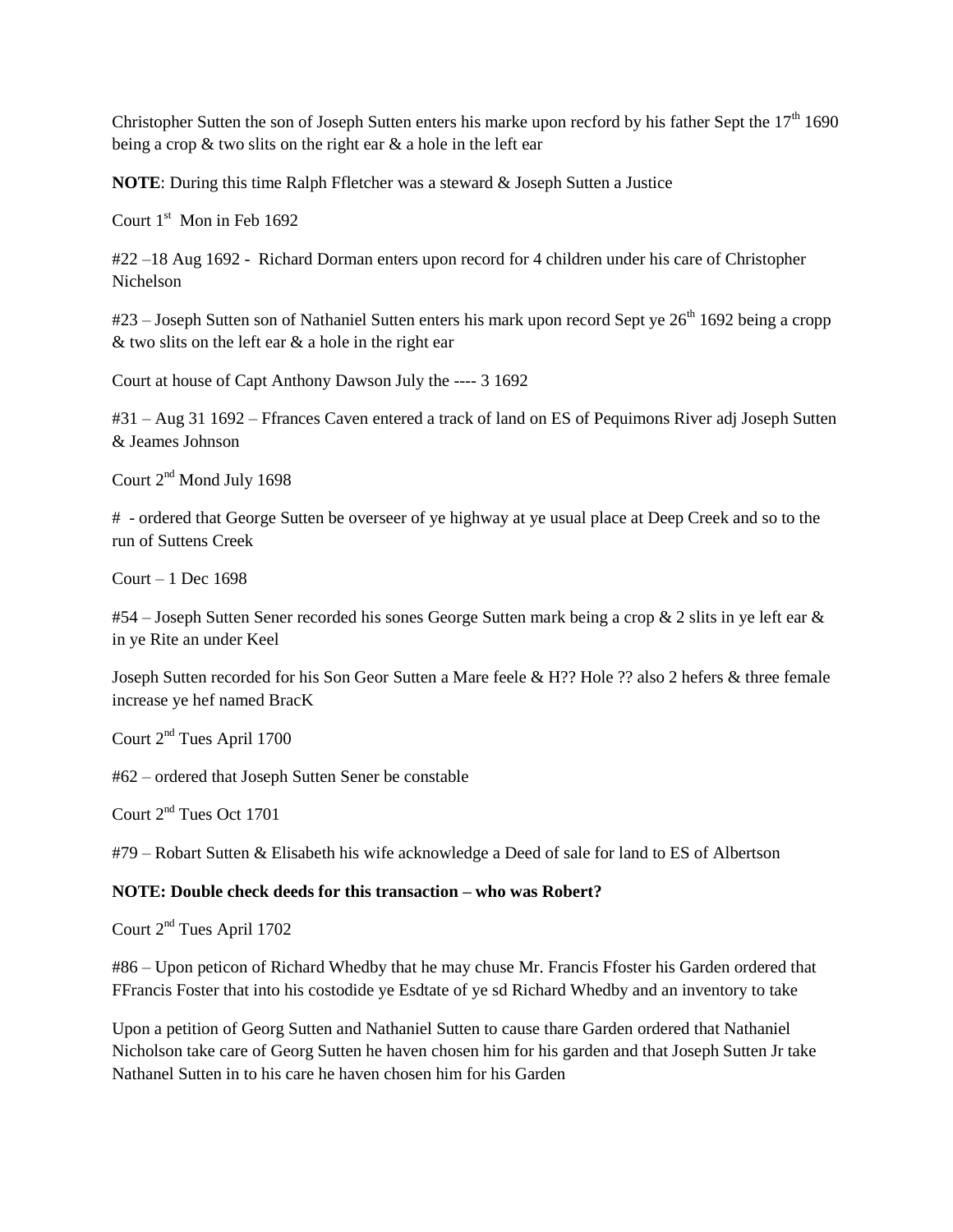Christopher Sutten the son of Joseph Sutten enters his marke upon recford by his father Sept the 17th 1690 being a crop & two slits on the right ear & a hole in the left ear

**NOTE**: During this time Ralph Ffletcher was a steward & Joseph Sutten a Justice

Court 1st Mon in Feb 1692

#22 –18 Aug 1692 - Richard Dorman enters upon record for 4 children under his care of Christopher Nichelson

#23 – Joseph Sutten son of Nathaniel Sutten enters his mark upon record Sept ye 26th 1692 being a cropp & two slits on the left ear & a hole in the right ear

Court at house of Capt Anthony Dawson July the ---- 3 1692

#31 – Aug 31 1692 – Ffrances Caven entered a track of land on ES of Pequimons River adj Joseph Sutten & Jeames Johnson

Court 2nd Mond July 1698

# - ordered that George Sutten be overseer of ye highway at ye usual place at Deep Creek and so to the run of Suttens Creek

Court – 1 Dec 1698

#54 – Joseph Sutten Sener recorded his sones George Sutten mark being a crop & 2 slits in ye left ear & in ye Rite an under Keel

Joseph Sutten recorded for his Son Geor Sutten a Mare feele & H?? Hole ?? also 2 hefers & three female increase ye hef named BracK

Court 2nd Tues April 1700

#62 – ordered that Joseph Sutten Sener be constable

Court 2nd Tues Oct 1701

#79 – Robart Sutten & Elisabeth his wife acknowledge a Deed of sale for land to ES of Albertson

**NOTE: Double check deeds for this transaction – who was Robert?**

Court 2nd Tues April 1702

#86 – Upon peticon of Richard Whedby that he may chuse Mr. Francis Ffoster his Garden ordered that FFrancis Foster that into his costodide ye Esdtate of ye sd Richard Whedby and an inventory to take

Upon a petition of Georg Sutten and Nathaniel Sutten to cause thare Garden ordered that Nathaniel Nicholson take care of Georg Sutten he haven chosen him for his garden and that Joseph Sutten Jr take Nathanel Sutten in to his care he haven chosen him for his Garden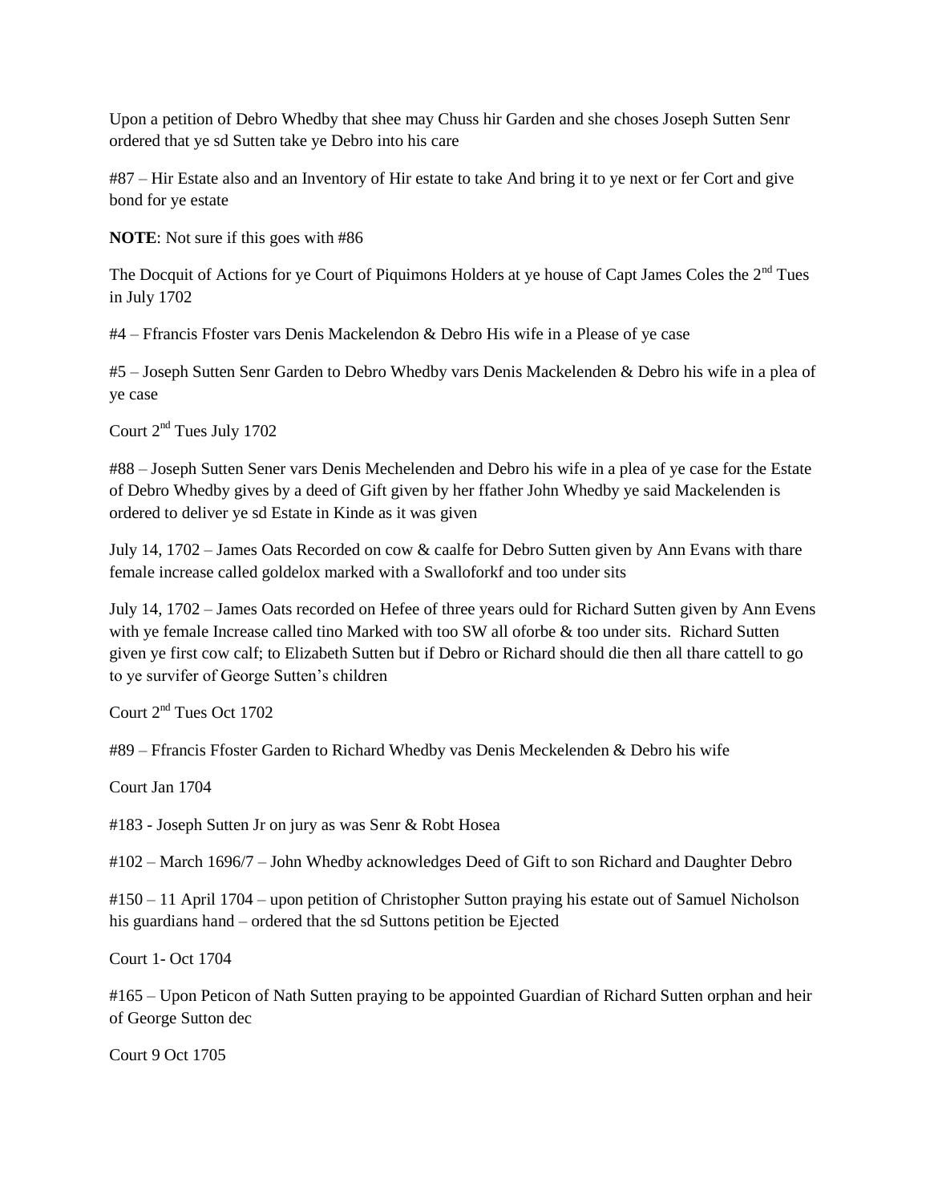Upon a petition of Debro Whedby that shee may Chuss hir Garden and she choses Joseph Sutten Senr ordered that ye sd Sutten take ye Debro into his care

#87 – Hir Estate also and an Inventory of Hir estate to take And bring it to ye next or fer Cort and give bond for ye estate

**NOTE**: Not sure if this goes with #86

The Docquit of Actions for ye Court of Piquimons Holders at ye house of Capt James Coles the 2nd Tues in July 1702

#4 – Ffrancis Ffoster vars Denis Mackelendon & Debro His wife in a Please of ye case

#5 – Joseph Sutten Senr Garden to Debro Whedby vars Denis Mackelenden & Debro his wife in a plea of ye case

Court 2nd Tues July 1702

#88 – Joseph Sutten Sener vars Denis Mechelenden and Debro his wife in a plea of ye case for the Estate of Debro Whedby gives by a deed of Gift given by her ffather John Whedby ye said Mackelenden is ordered to deliver ye sd Estate in Kinde as it was given

July 14, 1702 – James Oats Recorded on cow & caalfe for Debro Sutten given by Ann Evans with thare female increase called goldelox marked with a Swalloforkf and too under sits

July 14, 1702 – James Oats recorded on Hefee of three years ould for Richard Sutten given by Ann Evens with ye female Increase called tino Marked with too SW all oforbe & too under sits. Richard Sutten given ye first cow calf; to Elizabeth Sutten but if Debro or Richard should die then all thare cattell to go to ye survifer of George Sutten's children

Court 2nd Tues Oct 1702

#89 – Ffrancis Ffoster Garden to Richard Whedby vas Denis Meckelenden & Debro his wife

Court Jan 1704

#183 - Joseph Sutten Jr on jury as was Senr & Robt Hosea

#102 – March 1696/7 – John Whedby acknowledges Deed of Gift to son Richard and Daughter Debro

#150 – 11 April 1704 – upon petition of Christopher Sutton praying his estate out of Samuel Nicholson his guardians hand – ordered that the sd Suttons petition be Ejected

Court 1- Oct 1704

#165 – Upon Peticon of Nath Sutten praying to be appointed Guardian of Richard Sutten orphan and heir of George Sutton dec

Court 9 Oct 1705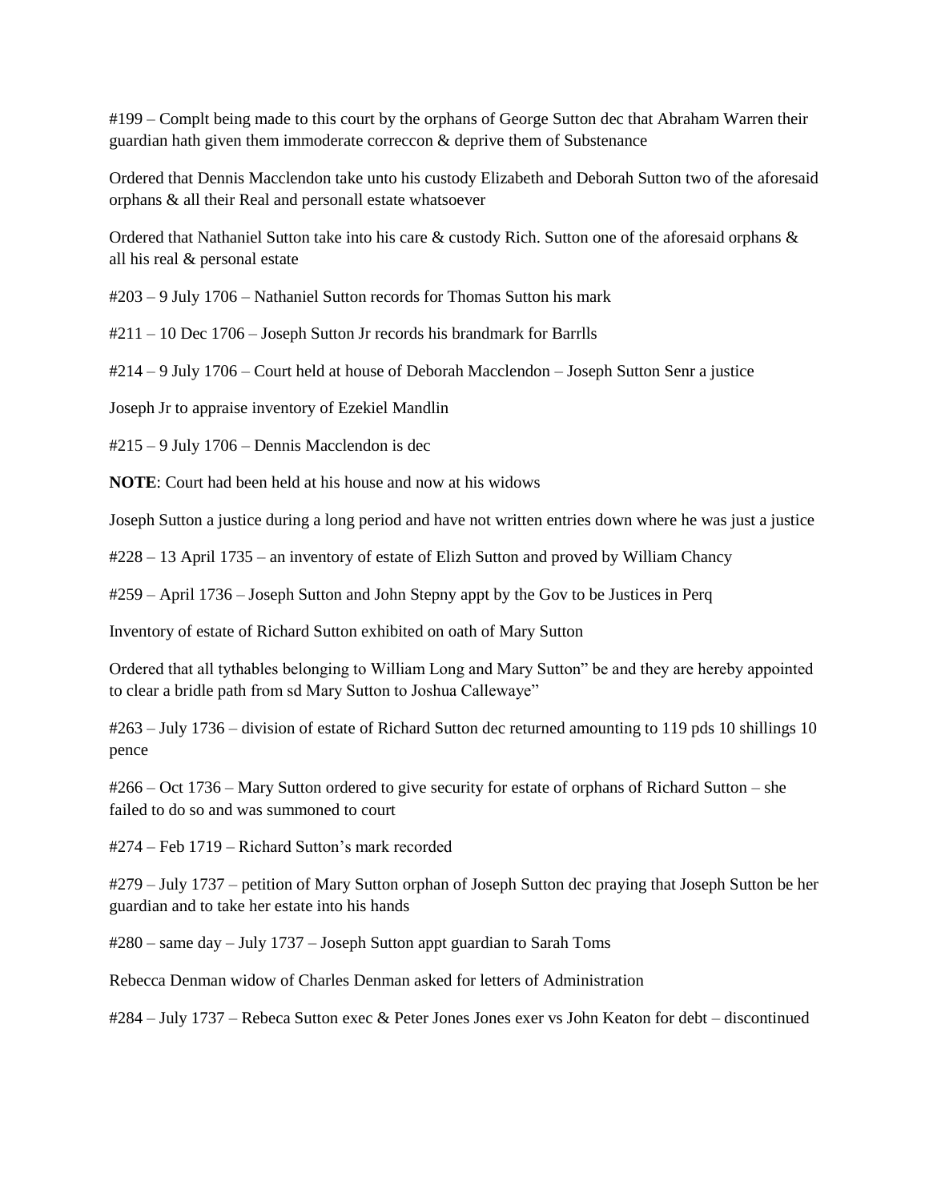#199 – Complt being made to this court by the orphans of George Sutton dec that Abraham Warren their guardian hath given them immoderate correccon & deprive them of Substenance

Ordered that Dennis Macclendon take unto his custody Elizabeth and Deborah Sutton two of the aforesaid orphans & all their Real and personall estate whatsoever

Ordered that Nathaniel Sutton take into his care & custody Rich. Sutton one of the aforesaid orphans & all his real & personal estate

#203 – 9 July 1706 – Nathaniel Sutton records for Thomas Sutton his mark

#211 – 10 Dec 1706 – Joseph Sutton Jr records his brandmark for Barrlls

#214 – 9 July 1706 – Court held at house of Deborah Macclendon – Joseph Sutton Senr a justice

Joseph Jr to appraise inventory of Ezekiel Mandlin

#215 – 9 July 1706 – Dennis Macclendon is dec

**NOTE**: Court had been held at his house and now at his widows

Joseph Sutton a justice during a long period and have not written entries down where he was just a justice

#228 – 13 April 1735 – an inventory of estate of Elizh Sutton and proved by William Chancy

#259 – April 1736 – Joseph Sutton and John Stepny appt by the Gov to be Justices in Perq

Inventory of estate of Richard Sutton exhibited on oath of Mary Sutton

Ordered that all tythables belonging to William Long and Mary Sutton" be and they are hereby appointed to clear a bridle path from sd Mary Sutton to Joshua Calleway"

#263 – July 1736 – division of estate of Richard Sutton dec returned amounting to 119 pds 10 shillings 10 pence

#266 – Oct 1736 – Mary Sutton ordered to give security for estate of orphans of Richard Sutton – she failed to do so and was summoned to court

#274 – Feb 1719 – Richard Sutton's mark recorded

#279 – July 1737 – petition of Mary Sutton orphan of Joseph Sutton dec praying that Joseph Sutton be her guardian and to take her estate into his hands

#280 – same day – July 1737 – Joseph Sutton appt guardian to Sarah Toms

Rebecca Denman widow of Charles Denman asked for letters of Administration

#284 – July 1737 – Rebeca Sutton exec & Peter Jones Jones exer vs John Keaton for debt – discontinued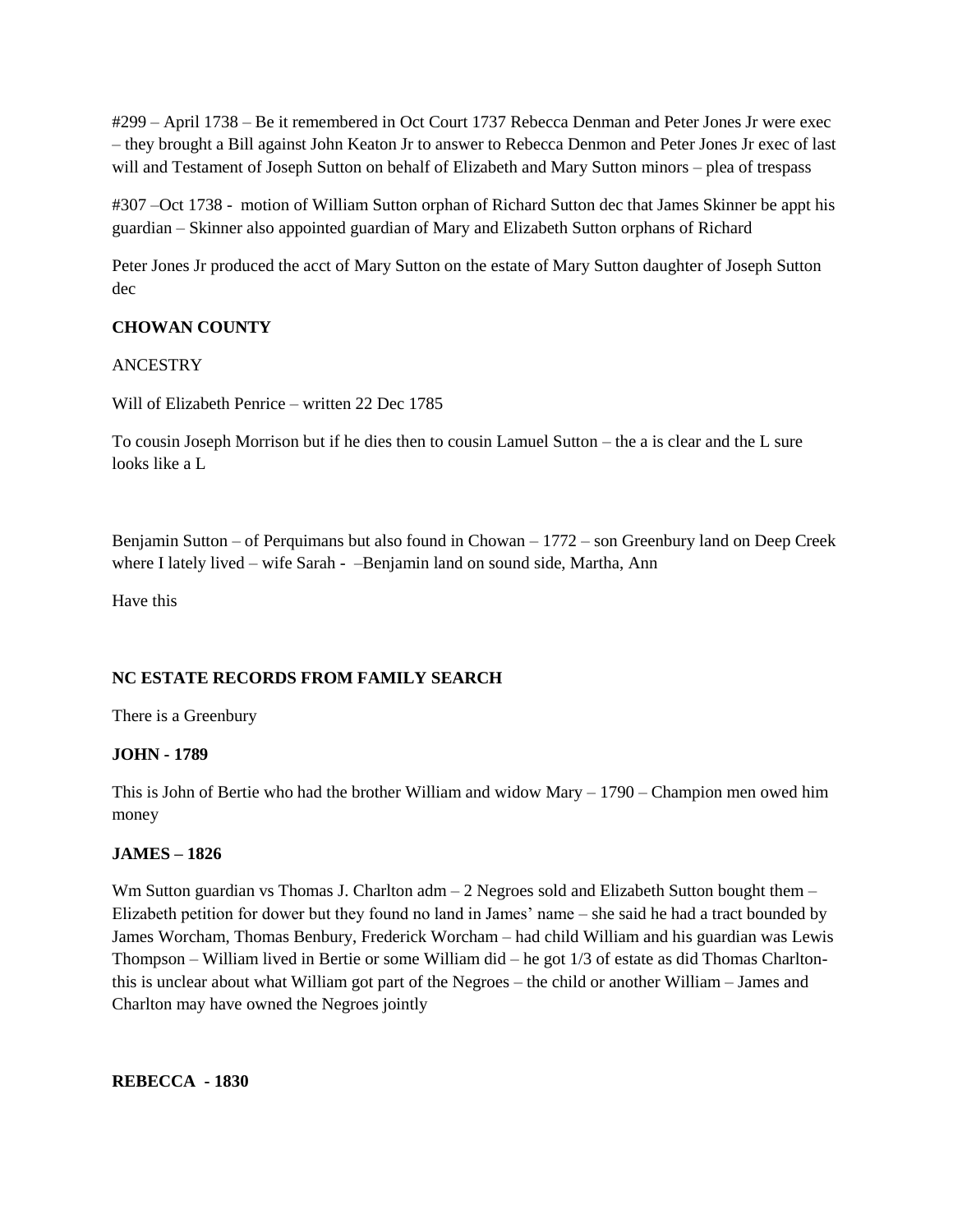#299 – April 1738 – Be it remembered in Oct Court 1737 Rebecca Denman and Peter Jones Jr were exec – they brought a Bill against John Keaton Jr to answer to Rebecca Denmon and Peter Jones Jr exec of last will and Testament of Joseph Sutton on behalf of Elizabeth and Mary Sutton minors – plea of trespass

#307 –Oct 1738 - motion of William Sutton orphan of Richard Sutton dec that James Skinner be appt his guardian – Skinner also appointed guardian of Mary and Elizabeth Sutton orphans of Richard

Peter Jones Jr produced the acct of Mary Sutton on the estate of Mary Sutton daughter of Joseph Sutton dec

**CHOWAN COUNTY**

ANCESTRY

Will of Elizabeth Penrice – written 22 Dec 1785

To cousin Joseph Morrison but if he dies then to cousin Lamuel Sutton – the a is clear and the L sure looks like a L

Benjamin Sutton – of Perquimans but also found in Chowan – 1772 – son Greenbury land on Deep Creek where I lately lived – wife Sarah - –Benjamin land on sound side, Martha, Ann

Have this

**NC ESTATE RECORDS FROM FAMILY SEARCH**

There is a Greenbury

**JOHN - 1789**

This is John of Bertie who had the brother William and widow Mary – 1790 – Champion men owed him money

**JAMES – 1826**

Wm Sutton guardian vs Thomas J. Charlton adm – 2 Negroes sold and Elizabeth Sutton bought them – Elizabeth petition for dower but they found no land in James' name – she said he had a tract bounded by James Worcham, Thomas Benbury, Frederick Worcham – had child William and his guardian was Lewis Thompson – William lived in Bertie or some William did – he got 1/3 of estate as did Thomas Charlton- this is unclear about what William got part of the Negroes – the child or another William – James and Charlton may have owned the Negroes jointly

**REBECCA - 1830**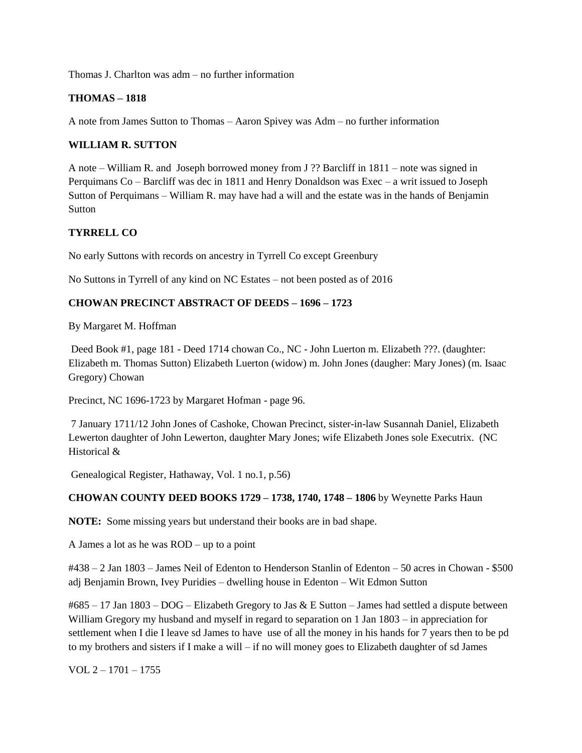Thomas J. Charlton was adm – no further information

**THOMAS – 1818**

A note from James Sutton to Thomas – Aaron Spivey was Adm – no further information

**WILLIAM R. SUTTON**

A note – William R. and Joseph borrowed money from J ?? Barcliff in 1811 – note was signed in Perquimans Co – Barcliff was dec in 1811 and Henry Donaldson was Exec – a writ issued to Joseph Sutton of Perquimans – William R. may have had a will and the estate was in the hands of Benjamin Sutton

**TYRRELL CO**

No early Suttons with records on ancestry in Tyrrell Co except Greenbury

No Suttons in Tyrrell of any kind on NC Estates – not been posted as of 2016

**CHOWAN PRECINCT ABSTRACT OF DEEDS – 1696 – 1723**

By Margaret M. Hoffman

Deed Book #1, page 181 - Deed 1714 chowan Co., NC - John Luerton m. Elizabeth ???. (daughter: Elizabeth m. Thomas Sutton) Elizabeth Luerton (widow) m. John Jones (daugher: Mary Jones) (m. Isaac Gregory) Chowan

Precinct, NC 1696-1723 by Margaret Hofman - page 96.

7 January 1711/12 John Jones of Cashoke, Chowan Precinct, sister-in-law Susannah Daniel, Elizabeth Lewerton daughter of John Lewerton, daughter Mary Jones; wife Elizabeth Jones sole Executrix. (NC Historical &

Genealogical Register, Hathaway, Vol. 1 no.1, p.56)

**CHOWAN COUNTY DEED BOOKS 1729 – 1738, 1740, 1748 – 1806** by Weynette Parks Haun

**NOTE:** Some missing years but understand their books are in bad shape.

A James a lot as he was ROD – up to a point

#438 – 2 Jan 1803 – James Neil of Edenton to Henderson Stanlin of Edenton – 50 acres in Chowan - $500 adj Benjamin Brown, Ivey Puridies – dwelling house in Edenton – Wit Edmon Sutton

#685 – 17 Jan 1803 – DOG – Elizabeth Gregory to Jas & E Sutton – James had settled a dispute between William Gregory my husband and myself in regard to separation on 1 Jan 1803 – in appreciation for settlement when I die I leave sd James to have use of all the money in his hands for 7 years then to be pd to my brothers and sisters if I make a will – if no will money goes to Elizabeth daughter of sd James

VOL 2 – 1701 – 1755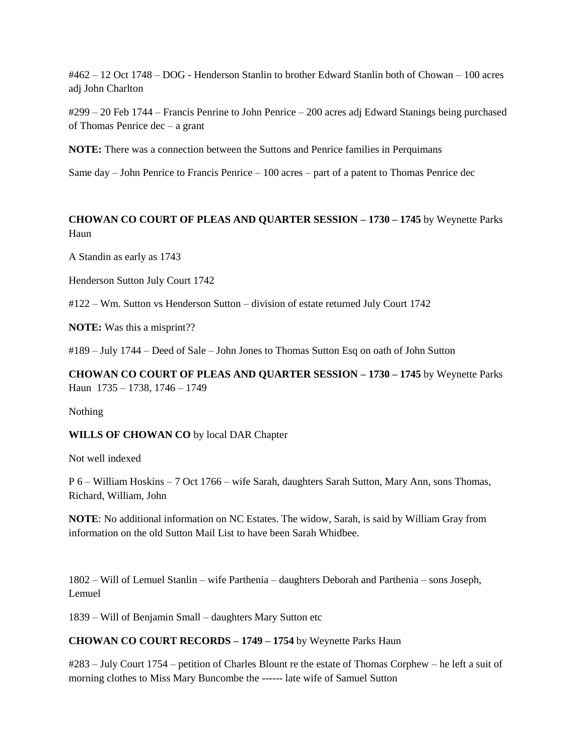#462 – 12 Oct 1748 – DOG - Henderson Stanlin to brother Edward Stanlin both of Chowan – 100 acres adj John Charlton

#299 – 20 Feb 1744 – Francis Penrine to John Penrice – 200 acres adj Edward Stanings being purchased of Thomas Penrice dec – a grant

**NOTE:** There was a connection between the Suttons and Penrice families in Perquimans

Same day – John Penrice to Francis Penrice – 100 acres – part of a patent to Thomas Penrice dec

**CHOWAN CO COURT OF PLEAS AND QUARTER SESSION – 1730 – 1745** by Weynette Parks Haun

A Standin as early as 1743

Henderson Sutton July Court 1742

#122 – Wm. Sutton vs Henderson Sutton – division of estate returned July Court 1742

**NOTE:** Was this a misprint??

#189 – July 1744 – Deed of Sale – John Jones to Thomas Sutton Esq on oath of John Sutton

**CHOWAN CO COURT OF PLEAS AND QUARTER SESSION – 1730 – 1745** by Weynette Parks Haun 1735 – 1738, 1746 – 1749

Nothing

**WILLS OF CHOWAN CO** by local DAR Chapter

Not well indexed

P 6 – William Hoskins – 7 Oct 1766 – wife Sarah, daughters Sarah Sutton, Mary Ann, sons Thomas, Richard, William, John

**NOTE**: No additional information on NC Estates. The widow, Sarah, is said by William Gray from information on the old Sutton Mail List to have been Sarah Whidbee.

1802 – Will of Lemuel Stanlin – wife Parthenia – daughters Deborah and Parthenia – sons Joseph, Lemuel

1839 – Will of Benjamin Small – daughters Mary Sutton etc

**CHOWAN CO COURT RECORDS – 1749 – 1754** by Weynette Parks Haun

#283 – July Court 1754 – petition of Charles Blount re the estate of Thomas Corphew – he left a suit of morning clothes to Miss Mary Buncombe the ------ late wife of Samuel Sutton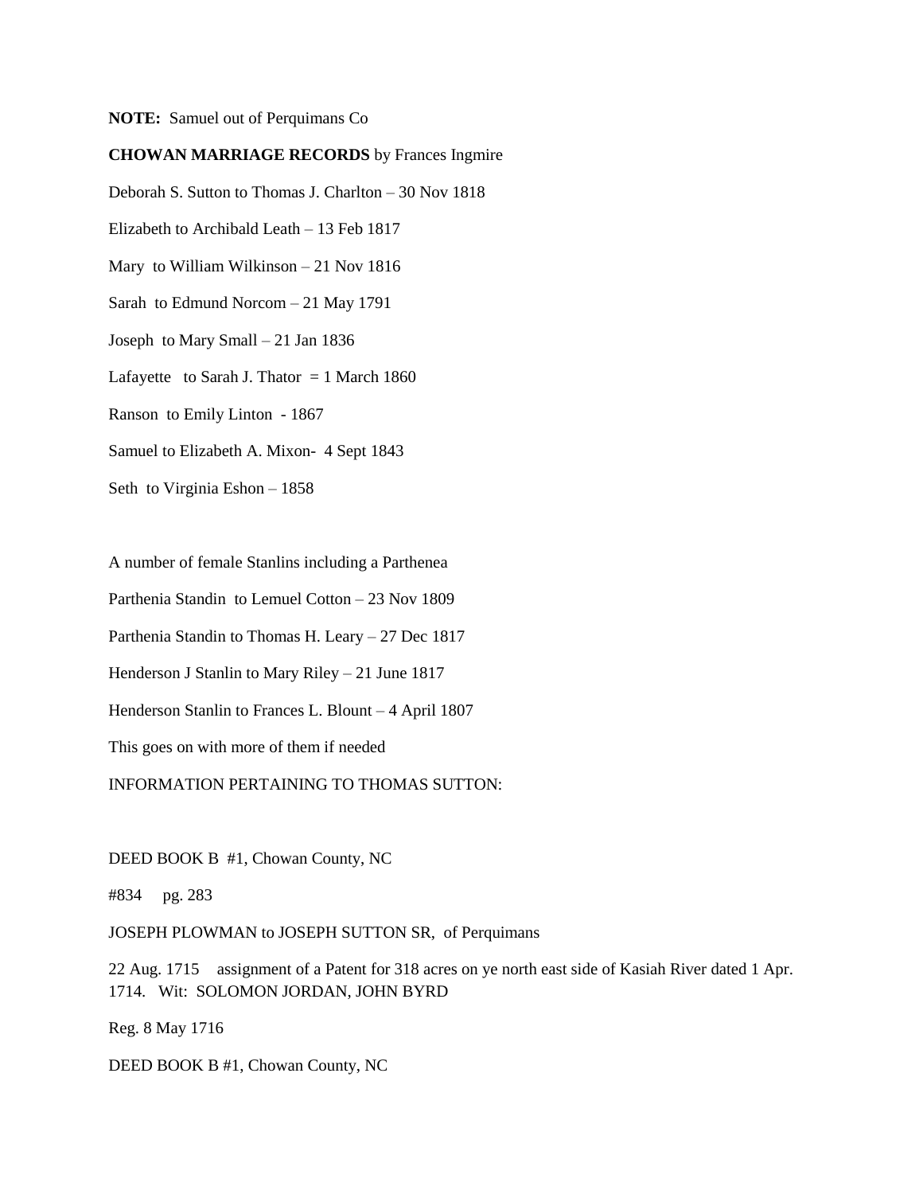**NOTE:** Samuel out of Perquimans Co

**CHOWAN MARRIAGE RECORDS** by Frances Ingmire

Deborah S. Sutton to Thomas J. Charlton – 30 Nov 1818

Elizabeth to Archibald Leath – 13 Feb 1817

Mary to William Wilkinson – 21 Nov 1816

Sarah to Edmund Norcom – 21 May 1791

Joseph to Mary Small – 21 Jan 1836

Lafayette to Sarah J. Thator = 1 March 1860

Ranson to Emily Linton - 1867

Samuel to Elizabeth A. Mixon- 4 Sept 1843

Seth to Virginia Eshon – 1858

A number of female Stanlins including a Parthenea

Parthenia Standin to Lemuel Cotton – 23 Nov 1809

Parthenia Standin to Thomas H. Leary – 27 Dec 1817

Henderson J Stanlin to Mary Riley – 21 June 1817

Henderson Stanlin to Frances L. Blount – 4 April 1807

This goes on with more of them if needed

INFORMATION PERTAINING TO THOMAS SUTTON:

DEED BOOK B #1, Chowan County, NC

#834 pg. 283

JOSEPH PLOWMAN to JOSEPH SUTTON SR, of Perquimans

22 Aug. 1715 assignment of a Patent for 318 acres on ye north east side of Kasiah River dated 1 Apr. 1714. Wit: SOLOMON JORDAN, JOHN BYRD

Reg. 8 May 1716

DEED BOOK B #1, Chowan County, NC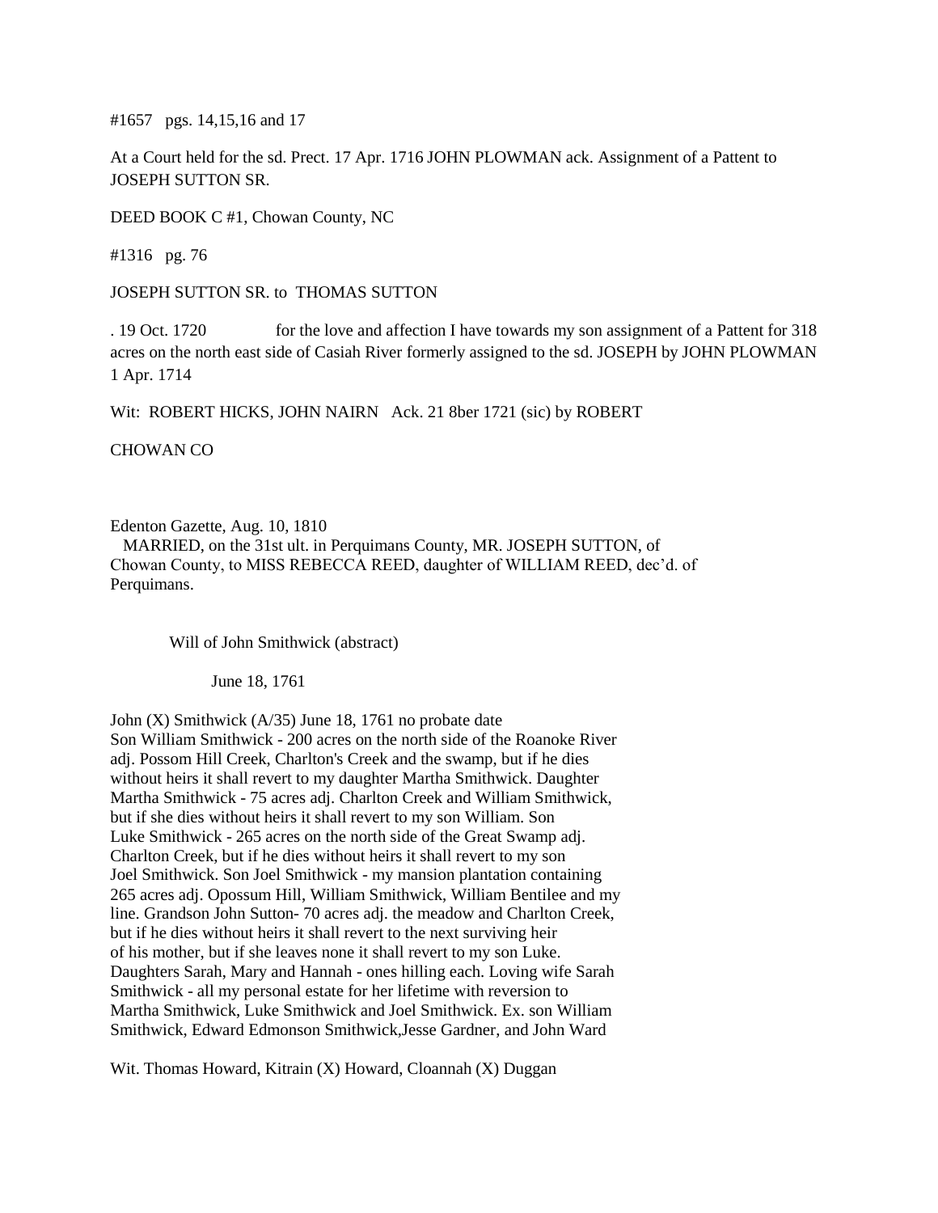#1657 pgs. 14,15,16 and 17

At a Court held for the sd. Prect. 17 Apr. 1716 JOHN PLOWMAN ack. Assignment of a Pattent to JOSEPH SUTTON SR.

DEED BOOK C #1, Chowan County, NC

#1316 pg. 76

JOSEPH SUTTON SR. to THOMAS SUTTON

. 19 Oct. 1720 for the love and affection I have towards my son assignment of a Pattent for 318 acres on the north east side of Casiah River formerly assigned to the sd. JOSEPH by JOHN PLOWMAN 1 Apr. 1714

Wit: ROBERT HICKS, JOHN NAIRN Ack. 21 8ber 1721 (sic) by ROBERT

CHOWAN CO

Edenton Gazette, Aug. 10, 1810
MARRIED, on the 31st ult. in Perquimans County, MR. JOSEPH SUTTON, of Chowan County, to MISS REBECCA REED, daughter of WILLIAM REED, dec'd. of Perquimans.

Will of John Smithwick (abstract)

June 18, 1761

John (X) Smithwick (A/35) June 18, 1761 no probate date
Son William Smithwick - 200 acres on the north side of the Roanoke River adj. Possom Hill Creek, Charlton's Creek and the swamp, but if he dies without heirs it shall revert to my daughter Martha Smithwick. Daughter Martha Smithwick - 75 acres adj. Charlton Creek and William Smithwick, but if she dies without heirs it shall revert to my son William. Son Luke Smithwick - 265 acres on the north side of the Great Swamp adj. Charlton Creek, but if he dies without heirs it shall revert to my son Joel Smithwick. Son Joel Smithwick - my mansion plantation containing 265 acres adj. Opossum Hill, William Smithwick, William Bentilee and my line. Grandson John Sutton- 70 acres adj. the meadow and Charlton Creek, but if he dies without heirs it shall revert to the next surviving heir of his mother, but if she leaves none it shall revert to my son Luke. Daughters Sarah, Mary and Hannah - ones hilling each. Loving wife Sarah Smithwick - all my personal estate for her lifetime with reversion to Martha Smithwick, Luke Smithwick and Joel Smithwick. Ex. son William Smithwick, Edward Edmonson Smithwick,Jesse Gardner, and John Ward

Wit. Thomas Howard, Kitrain (X) Howard, Cloannah (X) Duggan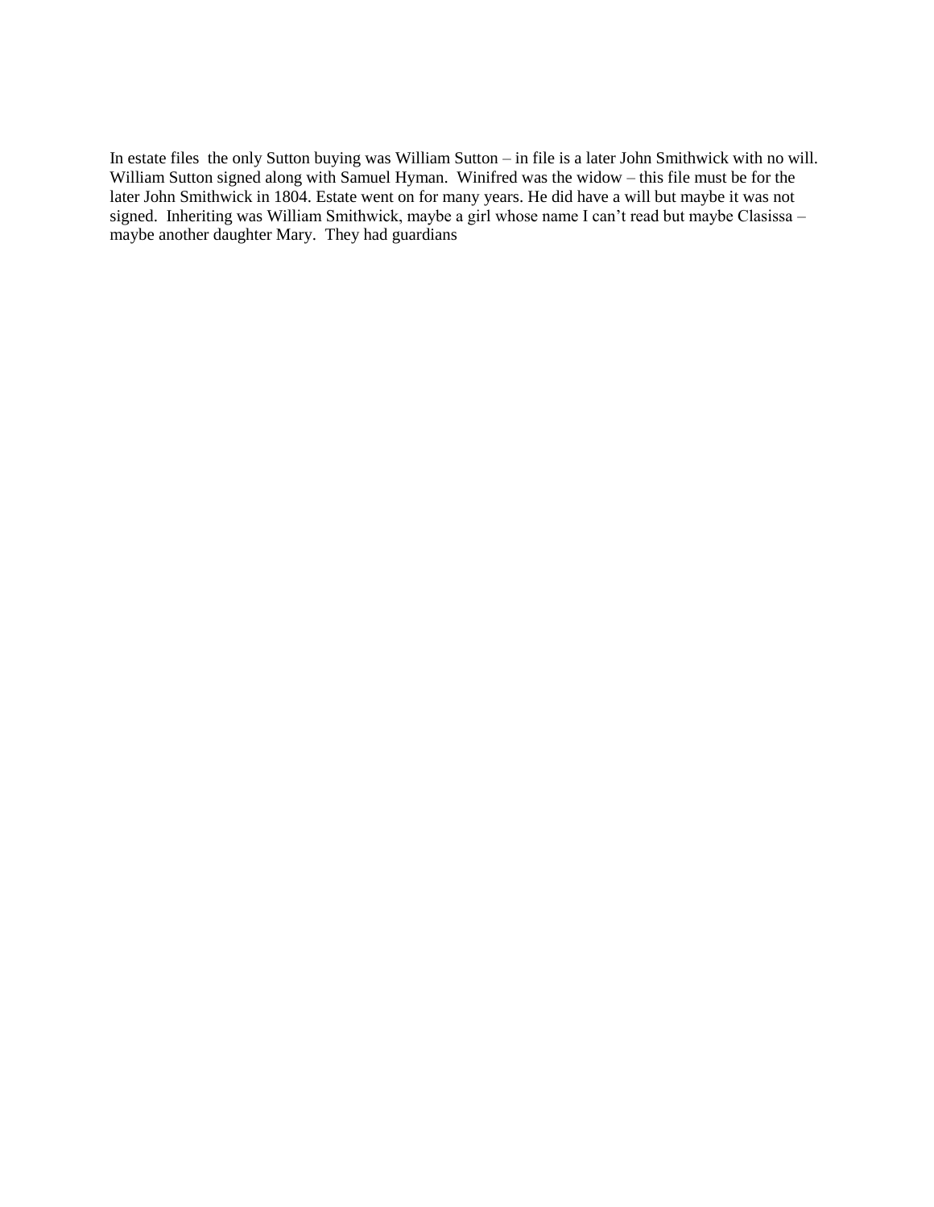In estate files the only Sutton buying was William Sutton – in file is a later John Smithwick with no will. William Sutton signed along with Samuel Hyman. Winifred was the widow – this file must be for the later John Smithwick in 1804. Estate went on for many years. He did have a will but maybe it was not signed. Inheriting was William Smithwick, maybe a girl whose name I can't read but maybe Clasissa – maybe another daughter Mary. They had guardians